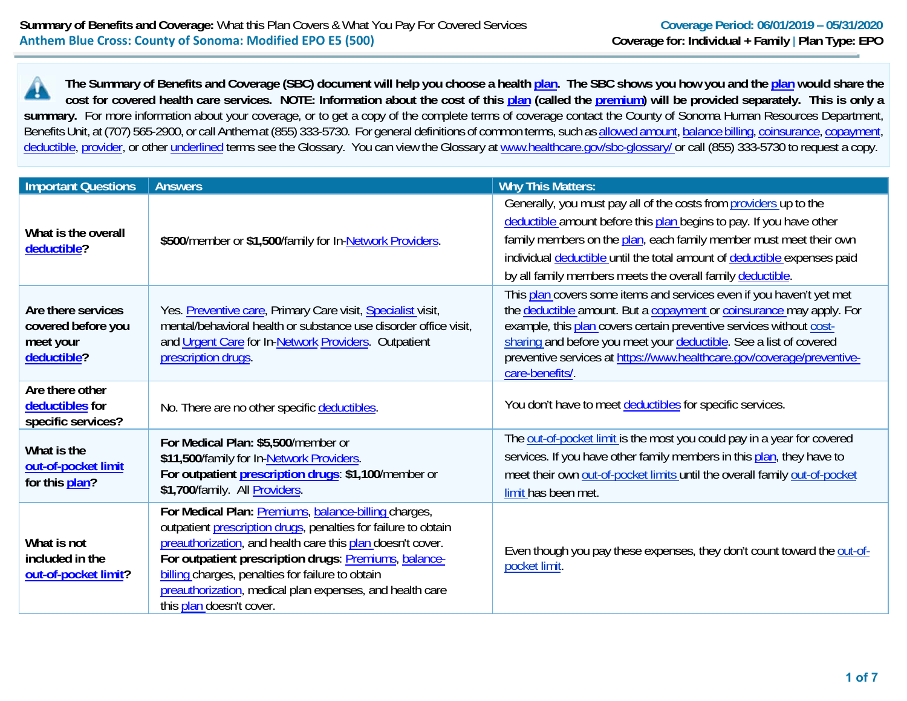**Summary of Benefits and Coverage:** What this Plan Covers & What You Pay For Covered Services
**Anthem Blue Cross: County of Sonoma: Modified EPO E5 (500)**

**Coverage Period: 06/01/2019 – 05/31/2020**
**Coverage for: Individual + Family | Plan Type: EPO**

**The Summary of Benefits and Coverage (SBC) document will help you choose a health plan. The SBC shows you how you and the plan would share the cost for covered health care services. NOTE: Information about the cost of this plan (called the premium) will be provided separately. This is only a summary.** For more information about your coverage, or to get a copy of the complete terms of coverage contact the County of Sonoma Human Resources Department, Benefits Unit, at (707) 565-2900, or call Anthem at (855) 333-5730. For general definitions of common terms, such as allowed amount, balance billing, coinsurance, copayment, deductible, provider, or other underlined terms see the Glossary. You can view the Glossary at www.healthcare.gov/sbc-glossary/ or call (855) 333-5730 to request a copy.

| Important Questions | Answers | Why This Matters: |
|---|---|---|
| **What is the overall deductible?** | **$500**/member or **$1,500**/family for In-Network Providers. | Generally, you must pay all of the costs from providers up to the deductible amount before this plan begins to pay. If you have other family members on the plan, each family member must meet their own individual deductible until the total amount of deductible expenses paid by all family members meets the overall family deductible. |
| **Are there services covered before you meet your deductible?** | Yes. Preventive care, Primary Care visit, Specialist visit, mental/behavioral health or substance use disorder office visit, and Urgent Care for In-Network Providers. Outpatient prescription drugs. | This plan covers some items and services even if you haven't yet met the deductible amount. But a copayment or coinsurance may apply. For example, this plan covers certain preventive services without cost-sharing and before you meet your deductible. See a list of covered preventive services at https://www.healthcare.gov/coverage/preventive-care-benefits/. |
| **Are there other deductibles for specific services?** | No. There are no other specific deductibles. | You don't have to meet deductibles for specific services. |
| **What is the out-of-pocket limit for this plan?** | **For Medical Plan: $5,500**/member or **$11,500**/family for In-Network Providers. **For outpatient prescription drugs: $1,100**/member or **$1,700**/family. All Providers. | The out-of-pocket limit is the most you could pay in a year for covered services. If you have other family members in this plan, they have to meet their own out-of-pocket limits until the overall family out-of-pocket limit has been met. |
| **What is not included in the out-of-pocket limit?** | **For Medical Plan:** Premiums, balance-billing charges, outpatient prescription drugs, penalties for failure to obtain preauthorization, and health care this plan doesn't cover. **For outpatient prescription drugs**: Premiums, balance-billing charges, penalties for failure to obtain preauthorization, medical plan expenses, and health care this plan doesn't cover. | Even though you pay these expenses, they don't count toward the out-of-pocket limit. |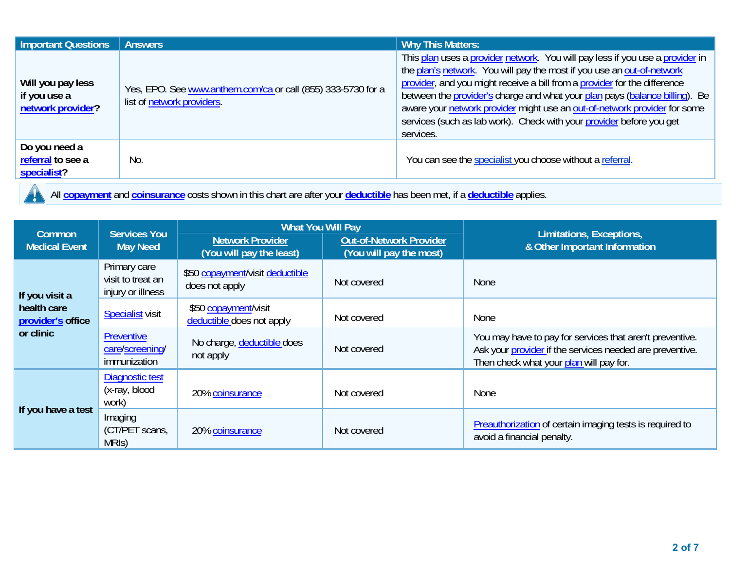| Important Questions | Answers | Why This Matters: |
|---|---|---|
| **Will you pay less if you use a network provider?** | Yes, EPO. See www.anthem.com/ca or call (855) 333-5730 for a list of network providers. | This plan uses a provider network. You will pay less if you use a provider in the plan's network. You will pay the most if you use an out-of-network provider, and you might receive a bill from a provider for the difference between the provider's charge and what your plan pays (balance billing). Be aware your network provider might use an out-of-network provider for some services (such as lab work). Check with your provider before you get services. |
| **Do you need a referral to see a specialist?** | No. | You can see the specialist you choose without a referral. |

All **copayment** and **coinsurance** costs shown in this chart are after your **deductible** has been met, if a **deductible** applies.

| Common Medical Event | Services You May Need | What You Will Pay | | Limitations, Exceptions, & Other Important Information |
|---|---|---|---|---|
| | | Network Provider (You will pay the least) | Out-of-Network Provider (You will pay the most) | |
| **If you visit a health care provider's office or clinic** | Primary care visit to treat an injury or illness | $50 copayment/visit deductible does not apply | Not covered | None |
| | Specialist visit | $50 copayment/visit deductible does not apply | Not covered | None |
| | Preventive care/screening/ immunization | No charge, deductible does not apply | Not covered | You may have to pay for services that aren't preventive. Ask your provider if the services needed are preventive. Then check what your plan will pay for. |
| **If you have a test** | Diagnostic test (x-ray, blood work) | 20% coinsurance | Not covered | None |
| | Imaging (CT/PET scans, MRIs) | 20% coinsurance | Not covered | Preauthorization of certain imaging tests is required to avoid a financial penalty. |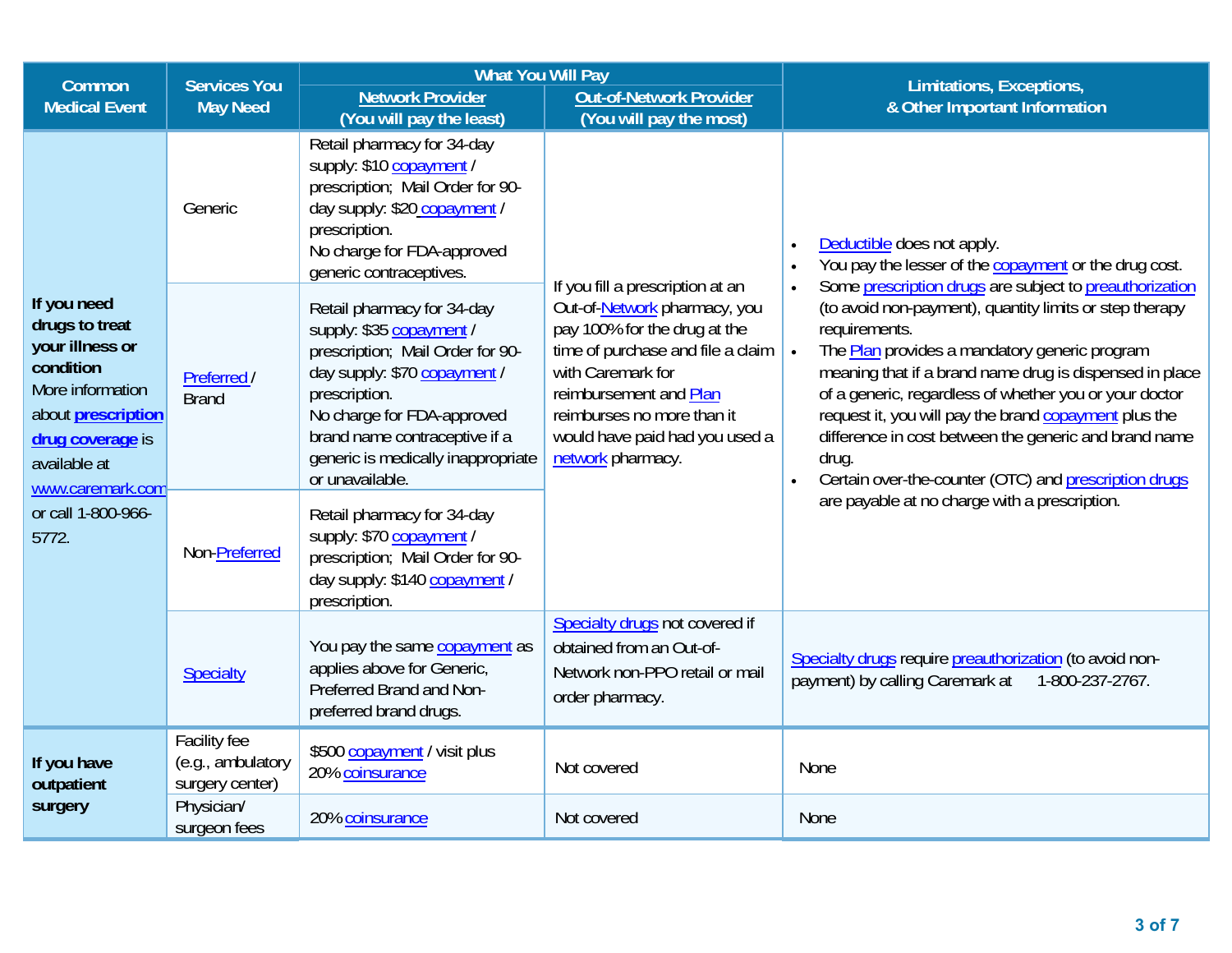| Common Medical Event | Services You May Need | What You Will Pay | | Limitations, Exceptions, & Other Important Information |
|---|---|---|---|---|
| | | Network Provider (You will pay the least) | Out-of-Network Provider (You will pay the most) | |
| **If you need drugs to treat your illness or condition** More information about **prescription drug coverage** is available at www.caremark.com or call 1-800-966-5772. | Generic | Retail pharmacy for 34-day supply: $10 copayment / prescription; Mail Order for 90-day supply: $20 copayment / prescription. No charge for FDA-approved generic contraceptives. | If you fill a prescription at an Out-of-Network pharmacy, you pay 100% for the drug at the time of purchase and file a claim with Caremark for reimbursement and Plan reimburses no more than it would have paid had you used a network pharmacy. | • Deductible does not apply. • You pay the lesser of the copayment or the drug cost. • Some prescription drugs are subject to preauthorization (to avoid non-payment), quantity limits or step therapy requirements. • The Plan provides a mandatory generic program meaning that if a brand name drug is dispensed in place of a generic, regardless of whether you or your doctor request it, you will pay the brand copayment plus the difference in cost between the generic and brand name drug. • Certain over-the-counter (OTC) and prescription drugs are payable at no charge with a prescription. |
| | Preferred / Brand | Retail pharmacy for 34-day supply: $35 copayment / prescription; Mail Order for 90-day supply: $70 copayment / prescription. No charge for FDA-approved brand name contraceptive if a generic is medically inappropriate or unavailable. | | |
| | Non-Preferred | Retail pharmacy for 34-day supply: $70 copayment / prescription; Mail Order for 90-day supply: $140 copayment / prescription. | | |
| | Specialty | You pay the same copayment as applies above for Generic, Preferred Brand and Non-preferred brand drugs. | Specialty drugs not covered if obtained from an Out-of-Network non-PPO retail or mail order pharmacy. | Specialty drugs require preauthorization (to avoid non-payment) by calling Caremark at 1-800-237-2767. |
| **If you have outpatient surgery** | Facility fee (e.g., ambulatory surgery center) | $500 copayment / visit plus 20% coinsurance | Not covered | None |
| | Physician/ surgeon fees | 20% coinsurance | Not covered | None |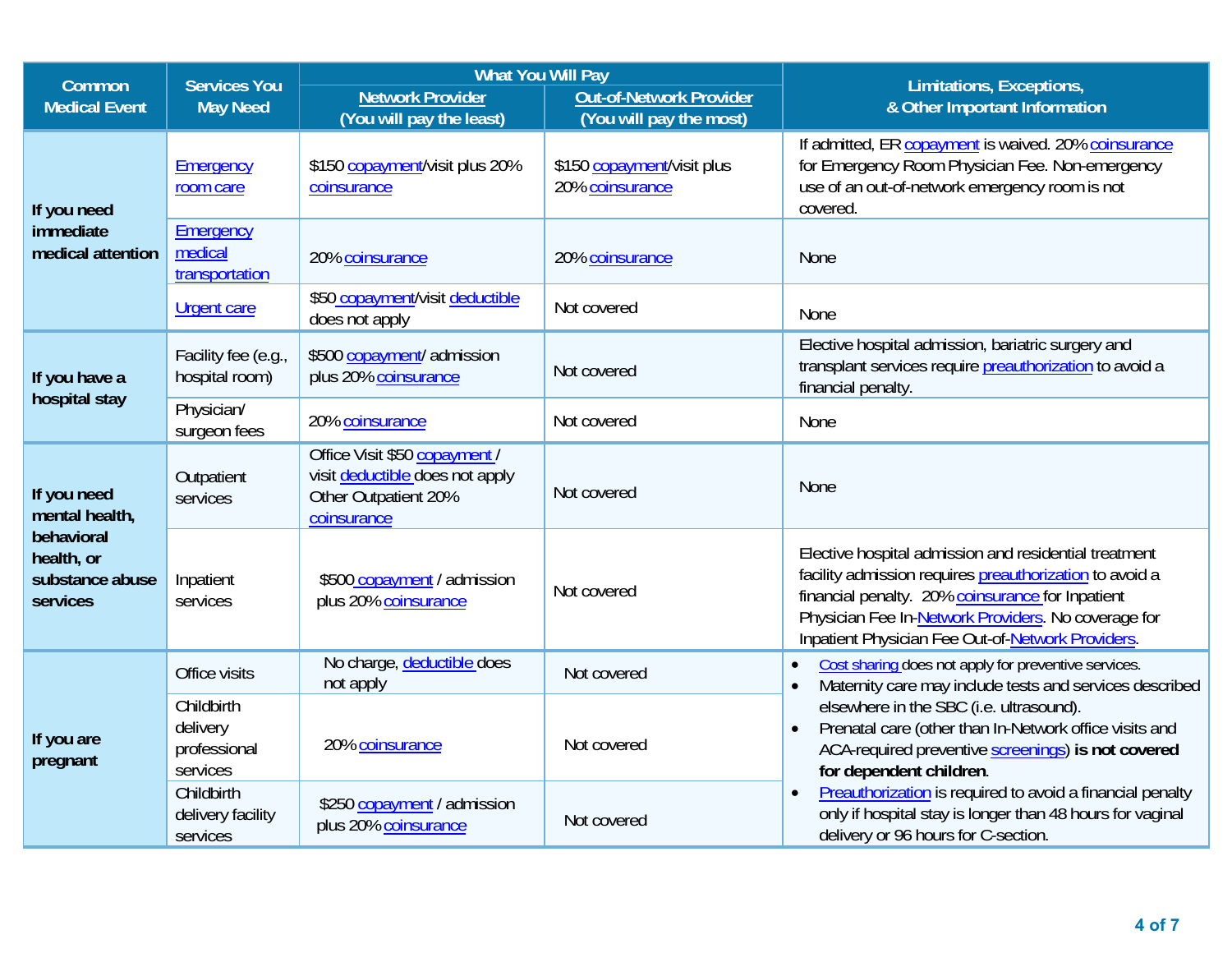| Common Medical Event | Services You May Need | What You Will Pay | | Limitations, Exceptions, & Other Important Information |
|---|---|---|---|---|
| | | Network Provider (You will pay the least) | Out-of-Network Provider (You will pay the most) | |
| If you need immediate medical attention | Emergency room care | $150 copayment/visit plus 20% coinsurance | $150 copayment/visit plus 20% coinsurance | If admitted, ER copayment is waived. 20% coinsurance for Emergency Room Physician Fee. Non-emergency use of an out-of-network emergency room is not covered. |
| | Emergency medical transportation | 20% coinsurance | 20% coinsurance | None |
| | Urgent care | $50 copayment/visit deductible does not apply | Not covered | None |
| If you have a hospital stay | Facility fee (e.g., hospital room) | $500 copayment/ admission plus 20% coinsurance | Not covered | Elective hospital admission, bariatric surgery and transplant services require preauthorization to avoid a financial penalty. |
| | Physician/ surgeon fees | 20% coinsurance | Not covered | None |
| If you need mental health, behavioral health, or substance abuse services | Outpatient services | Office Visit $50 copayment / visit deductible does not apply Other Outpatient 20% coinsurance | Not covered | None |
| | Inpatient services | $500 copayment / admission plus 20% coinsurance | Not covered | Elective hospital admission and residential treatment facility admission requires preauthorization to avoid a financial penalty. 20% coinsurance for Inpatient Physician Fee In-Network Providers. No coverage for Inpatient Physician Fee Out-of-Network Providers. |
| If you are pregnant | Office visits | No charge, deductible does not apply | Not covered | • Cost sharing does not apply for preventive services. • Maternity care may include tests and services described elsewhere in the SBC (i.e. ultrasound). • Prenatal care (other than In-Network office visits and ACA-required preventive screenings) **is not covered for dependent children**. • Preauthorization is required to avoid a financial penalty only if hospital stay is longer than 48 hours for vaginal delivery or 96 hours for C-section. |
| | Childbirth delivery professional services | 20% coinsurance | Not covered | |
| | Childbirth delivery facility services | $250 copayment / admission plus 20% coinsurance | Not covered | |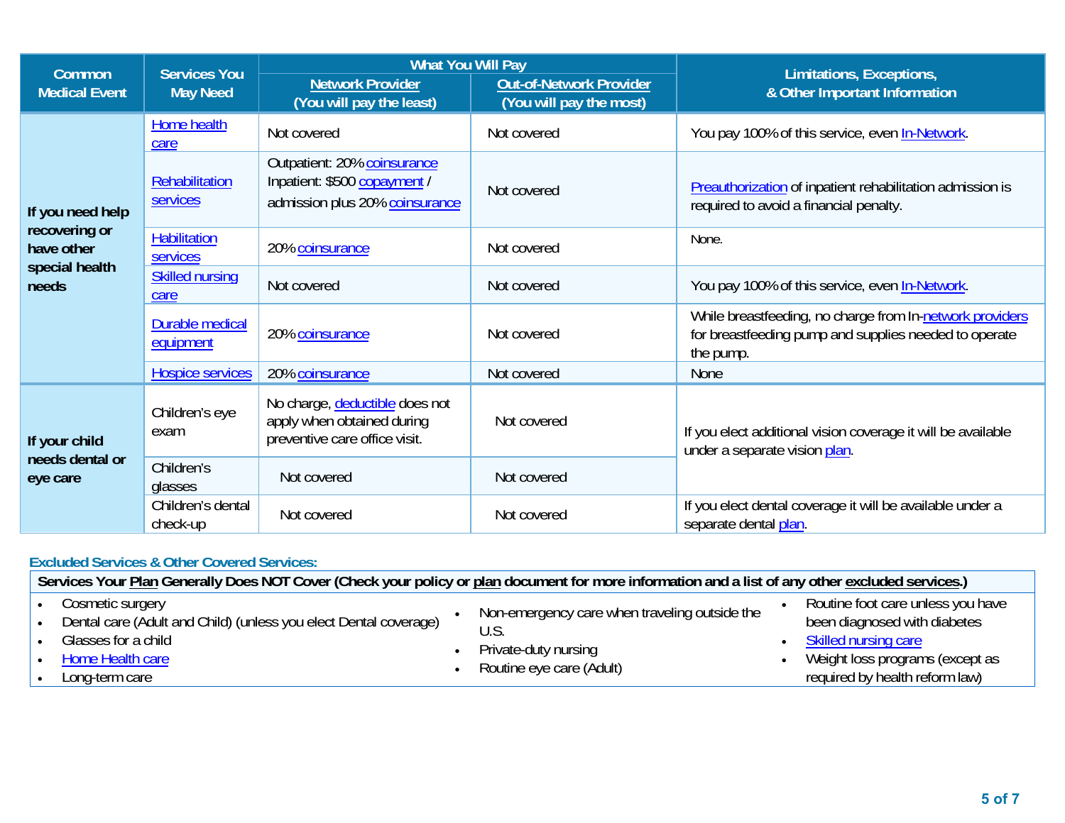| Common Medical Event | Services You May Need | What You Will Pay | | Limitations, Exceptions, & Other Important Information |
|---|---|---|---|---|
| | | **Network Provider (You will pay the least)** | **Out-of-Network Provider (You will pay the most)** | |
| **If you need help recovering or have other special health needs** | Home health care | Not covered | Not covered | You pay 100% of this service, even In-Network. |
| | Rehabilitation services | Outpatient: 20% coinsurance<br>Inpatient: $500 copayment / admission plus 20% coinsurance | Not covered | Preauthorization of inpatient rehabilitation admission is required to avoid a financial penalty. |
| | Habilitation services | 20% coinsurance | Not covered | None. |
| | Skilled nursing care | Not covered | Not covered | You pay 100% of this service, even In-Network. |
| | Durable medical equipment | 20% coinsurance | Not covered | While breastfeeding, no charge from In-network providers for breastfeeding pump and supplies needed to operate the pump. |
| | Hospice services | 20% coinsurance | Not covered | None |
| **If your child needs dental or eye care** | Children's eye exam | No charge, deductible does not apply when obtained during preventive care office visit. | Not covered | If you elect additional vision coverage it will be available under a separate vision plan. |
| | Children's glasses | Not covered | Not covered | |
| | Children's dental check-up | Not covered | Not covered | If you elect dental coverage it will be available under a separate dental plan. |

## Excluded Services & Other Covered Services:

**Services Your Plan Generally Does NOT Cover (Check your policy or plan document for more information and a list of any other excluded services.)**

- Cosmetic surgery
- Dental care (Adult and Child) (unless you elect Dental coverage)
- Glasses for a child
- Home Health care
- Long-term care
- Non-emergency care when traveling outside the U.S.
- Private-duty nursing
- Routine eye care (Adult)
- Routine foot care unless you have been diagnosed with diabetes
- Skilled nursing care
- Weight loss programs (except as required by health reform law)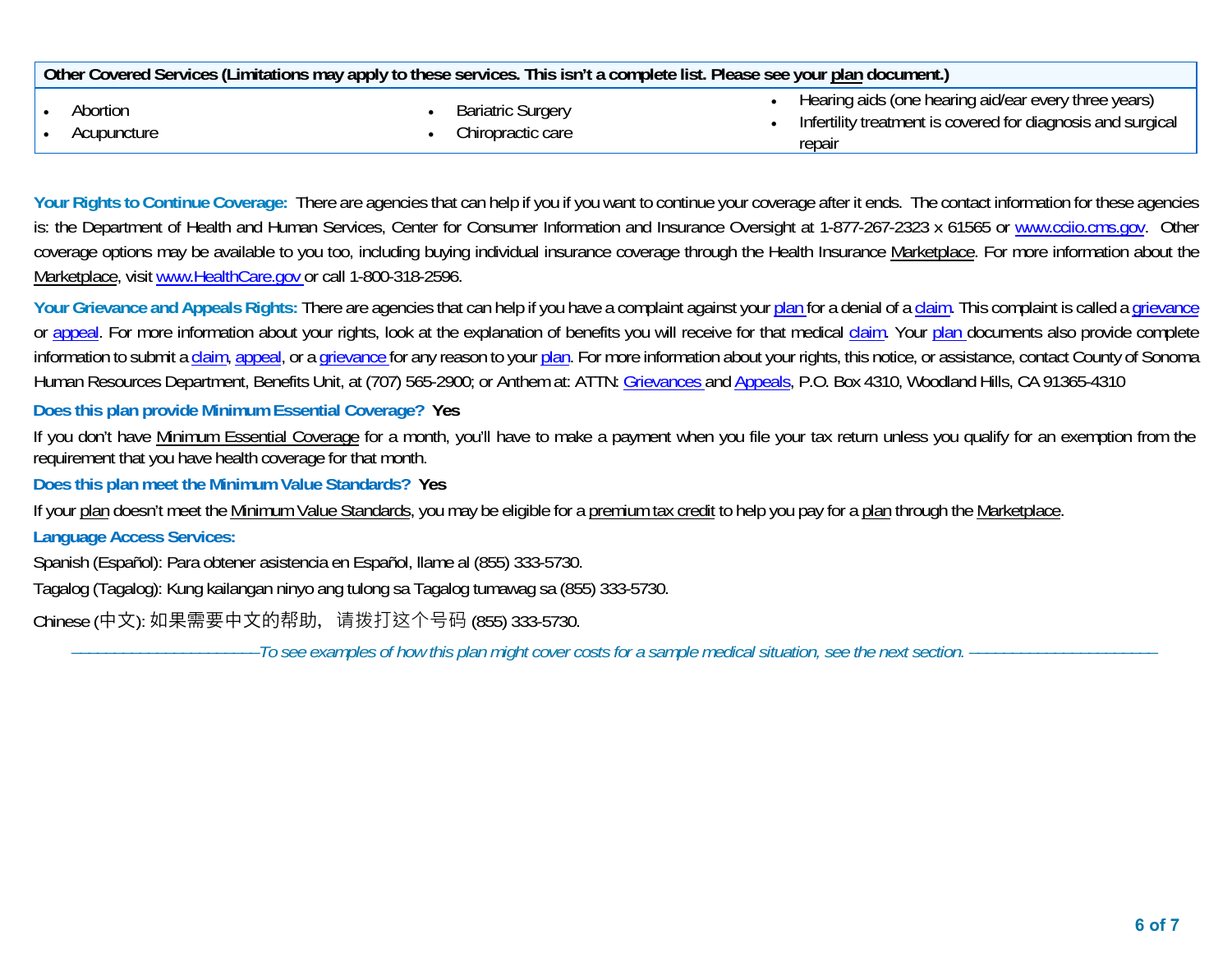| Other Covered Services (Limitations may apply to these services. This isn't a complete list. Please see your plan document.) | | |
|---|---|---|
| • Abortion<br>• Acupuncture | • Bariatric Surgery<br>• Chiropractic care | • Hearing aids (one hearing aid/ear every three years)<br>• Infertility treatment is covered for diagnosis and surgical repair |

**Your Rights to Continue Coverage:** There are agencies that can help if you if you want to continue your coverage after it ends. The contact information for these agencies is: the Department of Health and Human Services, Center for Consumer Information and Insurance Oversight at 1-877-267-2323 x 61565 or www.cciio.cms.gov. Other coverage options may be available to you too, including buying individual insurance coverage through the Health Insurance Marketplace. For more information about the Marketplace, visit www.HealthCare.gov or call 1-800-318-2596.

**Your Grievance and Appeals Rights:** There are agencies that can help if you have a complaint against your plan for a denial of a claim. This complaint is called a grievance or appeal. For more information about your rights, look at the explanation of benefits you will receive for that medical claim. Your plan documents also provide complete information to submit a claim, appeal, or a grievance for any reason to your plan. For more information about your rights, this notice, or assistance, contact County of Sonoma Human Resources Department, Benefits Unit, at (707) 565-2900; or Anthem at: ATTN: Grievances and Appeals, P.O. Box 4310, Woodland Hills, CA 91365-4310

**Does this plan provide Minimum Essential Coverage? Yes**

If you don't have Minimum Essential Coverage for a month, you'll have to make a payment when you file your tax return unless you qualify for an exemption from the requirement that you have health coverage for that month.

**Does this plan meet the Minimum Value Standards? Yes**

If your plan doesn't meet the Minimum Value Standards, you may be eligible for a premium tax credit to help you pay for a plan through the Marketplace.

**Language Access Services:**

Spanish (Español): Para obtener asistencia en Español, llame al (855) 333-5730.

Tagalog (Tagalog): Kung kailangan ninyo ang tulong sa Tagalog tumawag sa (855) 333-5730.

Chinese (中文): 如果需要中文的帮助，请拨打这个号码 (855) 333-5730.

*——————————To see examples of how this plan might cover costs for a sample medical situation, see the next section. ——————————*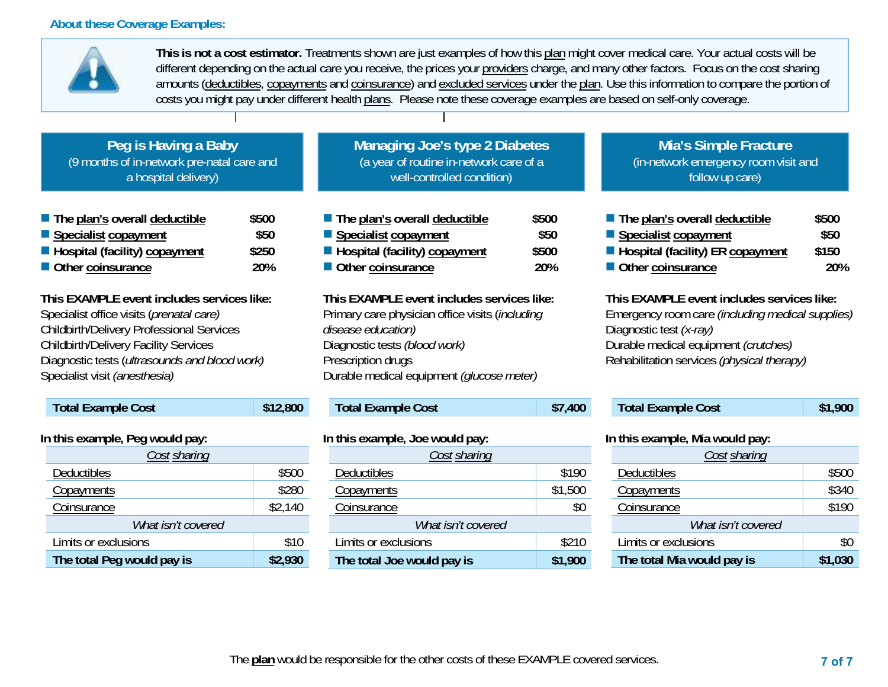## About these Coverage Examples:

**This is not a cost estimator.** Treatments shown are just examples of how this plan might cover medical care. Your actual costs will be different depending on the actual care you receive, the prices your providers charge, and many other factors. Focus on the cost sharing amounts (deductibles, copayments and coinsurance) and excluded services under the plan. Use this information to compare the portion of costs you might pay under different health plans. Please note these coverage examples are based on self-only coverage.

### Peg is Having a Baby
(9 months of in-network pre-natal care and a hospital delivery)

| | |
|---|---|
| **The plan's overall deductible** | **$500** |
| **Specialist copayment** | **$50** |
| **Hospital (facility) copayment** | **$250** |
| **Other coinsurance** | **20%** |

**This EXAMPLE event includes services like:**
Specialist office visits (*prenatal care)*
Childbirth/Delivery Professional Services
Childbirth/Delivery Facility Services
Diagnostic tests (*ultrasounds and blood work)*
Specialist visit *(anesthesia)*

| | |
|---|---|
| **Total Example Cost** | **$12,800** |

**In this example, Peg would pay:**

| *Cost sharing* | |
|---|---|
| Deductibles | $500 |
| Copayments | $280 |
| Coinsurance | $2,140 |
| *What isn't covered* | |
| Limits or exclusions | $10 |
| **The total Peg would pay is** | **$2,930** |

### Managing Joe's type 2 Diabetes
(a year of routine in-network care of a well-controlled condition)

| | |
|---|---|
| **The plan's overall deductible** | **$500** |
| **Specialist copayment** | **$50** |
| **Hospital (facility) copayment** | **$500** |
| **Other coinsurance** | **20%** |

**This EXAMPLE event includes services like:**
Primary care physician office visits (*including disease education)*
Diagnostic tests *(blood work)*
Prescription drugs
Durable medical equipment *(glucose meter)*

| | |
|---|---|
| **Total Example Cost** | **$7,400** |

**In this example, Joe would pay:**

| *Cost sharing* | |
|---|---|
| Deductibles | $190 |
| Copayments | $1,500 |
| Coinsurance | $0 |
| *What isn't covered* | |
| Limits or exclusions | $210 |
| **The total Joe would pay is** | **$1,900** |

### Mia's Simple Fracture
(in-network emergency room visit and follow up care)

| | |
|---|---|
| **The plan's overall deductible** | **$500** |
| **Specialist copayment** | **$50** |
| **Hospital (facility) ER copayment** | **$150** |
| **Other coinsurance** | **20%** |

**This EXAMPLE event includes services like:**
Emergency room care *(including medical supplies)*
Diagnostic test *(x-ray)*
Durable medical equipment *(crutches)*
Rehabilitation services *(physical therapy)*

| | |
|---|---|
| **Total Example Cost** | **$1,900** |

**In this example, Mia would pay:**

| *Cost sharing* | |
|---|---|
| Deductibles | $500 |
| Copayments | $340 |
| Coinsurance | $190 |
| *What isn't covered* | |
| Limits or exclusions | $0 |
| **The total Mia would pay is** | **$1,030** |

The **plan** would be responsible for the other costs of these EXAMPLE covered services.